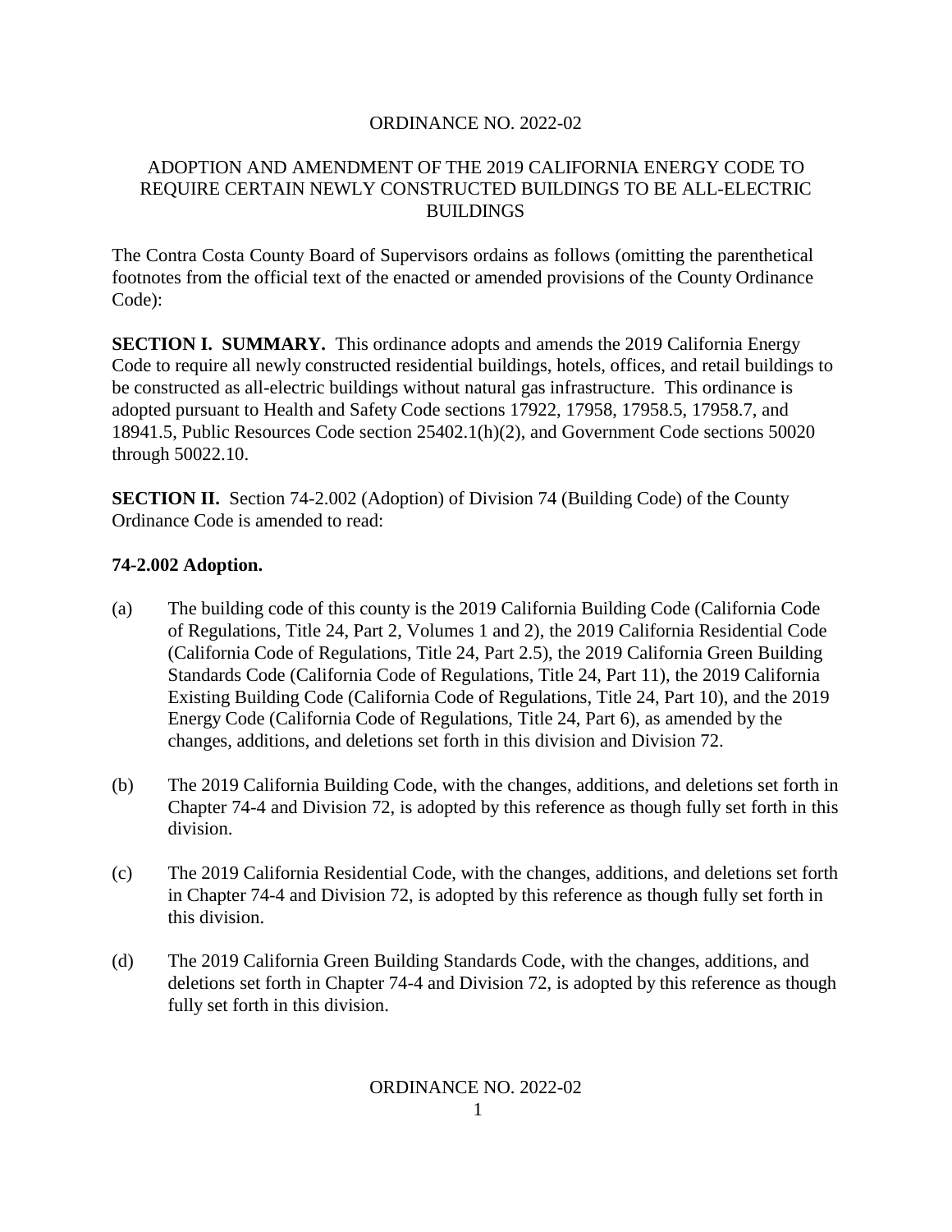ORDINANCE NO. 2022-02

ADOPTION AND AMENDMENT OF THE 2019 CALIFORNIA ENERGY CODE TO REQUIRE CERTAIN NEWLY CONSTRUCTED BUILDINGS TO BE ALL-ELECTRIC BUILDINGS

The Contra Costa County Board of Supervisors ordains as follows (omitting the parenthetical footnotes from the official text of the enacted or amended provisions of the County Ordinance Code):

**SECTION I. SUMMARY.** This ordinance adopts and amends the 2019 California Energy Code to require all newly constructed residential buildings, hotels, offices, and retail buildings to be constructed as all-electric buildings without natural gas infrastructure. This ordinance is adopted pursuant to Health and Safety Code sections 17922, 17958, 17958.5, 17958.7, and 18941.5, Public Resources Code section 25402.1(h)(2), and Government Code sections 50020 through 50022.10.

**SECTION II.** Section 74-2.002 (Adoption) of Division 74 (Building Code) of the County Ordinance Code is amended to read:

**74-2.002 Adoption.**

(a) The building code of this county is the 2019 California Building Code (California Code of Regulations, Title 24, Part 2, Volumes 1 and 2), the 2019 California Residential Code (California Code of Regulations, Title 24, Part 2.5), the 2019 California Green Building Standards Code (California Code of Regulations, Title 24, Part 11), the 2019 California Existing Building Code (California Code of Regulations, Title 24, Part 10), and the 2019 Energy Code (California Code of Regulations, Title 24, Part 6), as amended by the changes, additions, and deletions set forth in this division and Division 72.

(b) The 2019 California Building Code, with the changes, additions, and deletions set forth in Chapter 74-4 and Division 72, is adopted by this reference as though fully set forth in this division.

(c) The 2019 California Residential Code, with the changes, additions, and deletions set forth in Chapter 74-4 and Division 72, is adopted by this reference as though fully set forth in this division.

(d) The 2019 California Green Building Standards Code, with the changes, additions, and deletions set forth in Chapter 74-4 and Division 72, is adopted by this reference as though fully set forth in this division.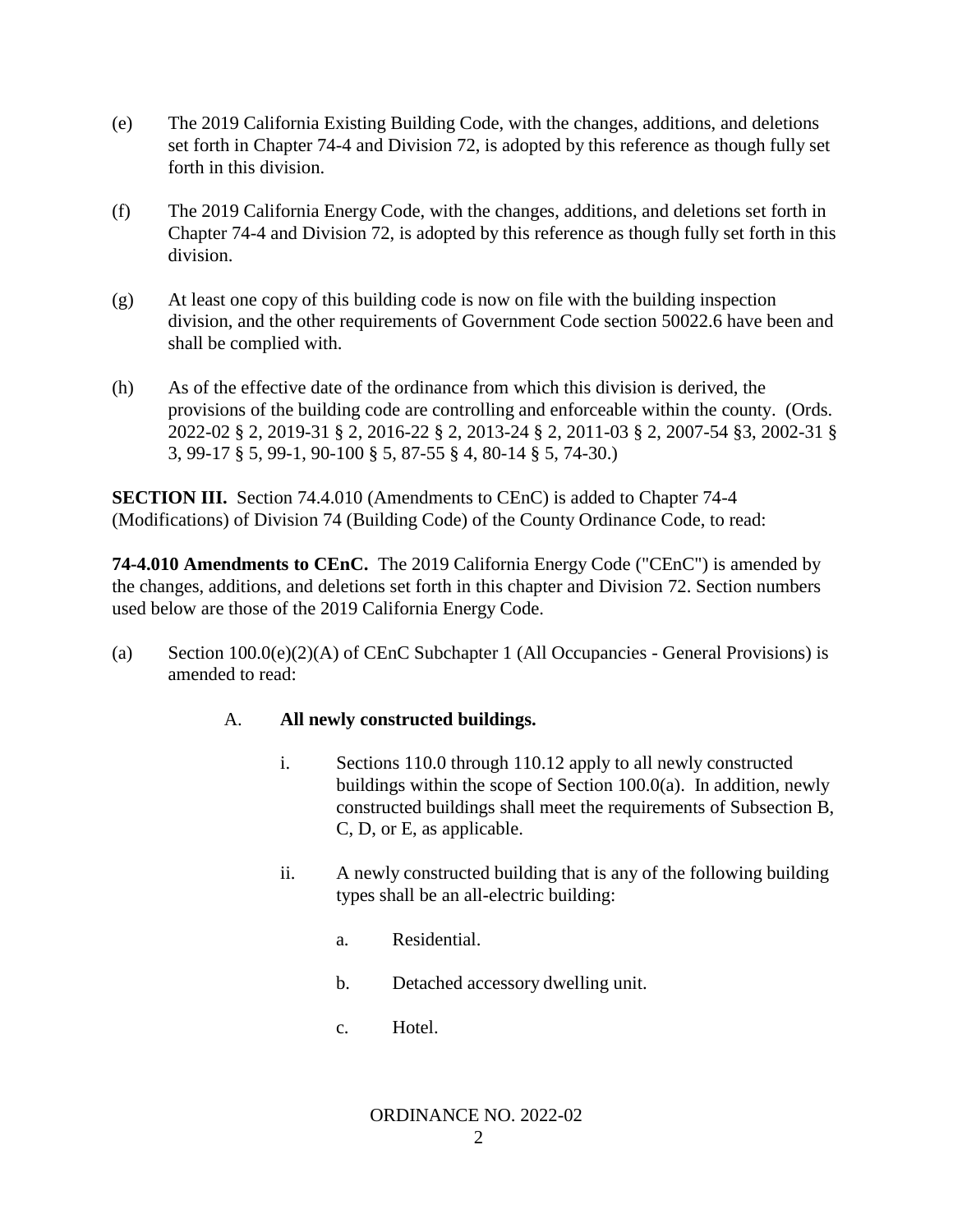(e) The 2019 California Existing Building Code, with the changes, additions, and deletions set forth in Chapter 74-4 and Division 72, is adopted by this reference as though fully set forth in this division.

(f) The 2019 California Energy Code, with the changes, additions, and deletions set forth in Chapter 74-4 and Division 72, is adopted by this reference as though fully set forth in this division.

(g) At least one copy of this building code is now on file with the building inspection division, and the other requirements of Government Code section 50022.6 have been and shall be complied with.

(h) As of the effective date of the ordinance from which this division is derived, the provisions of the building code are controlling and enforceable within the county. (Ords. 2022-02 § 2, 2019-31 § 2, 2016-22 § 2, 2013-24 § 2, 2011-03 § 2, 2007-54 §3, 2002-31 § 3, 99-17 § 5, 99-1, 90-100 § 5, 87-55 § 4, 80-14 § 5, 74-30.)

**SECTION III.** Section 74.4.010 (Amendments to CEnC) is added to Chapter 74-4 (Modifications) of Division 74 (Building Code) of the County Ordinance Code, to read:

**74-4.010 Amendments to CEnC.** The 2019 California Energy Code ("CEnC") is amended by the changes, additions, and deletions set forth in this chapter and Division 72. Section numbers used below are those of the 2019 California Energy Code.

(a) Section 100.0(e)(2)(A) of CEnC Subchapter 1 (All Occupancies - General Provisions) is amended to read:

A. **All newly constructed buildings.**

i. Sections 110.0 through 110.12 apply to all newly constructed buildings within the scope of Section 100.0(a). In addition, newly constructed buildings shall meet the requirements of Subsection B, C, D, or E, as applicable.

ii. A newly constructed building that is any of the following building types shall be an all-electric building:

a. Residential.

b. Detached accessory dwelling unit.

c. Hotel.

ORDINANCE NO. 2022-02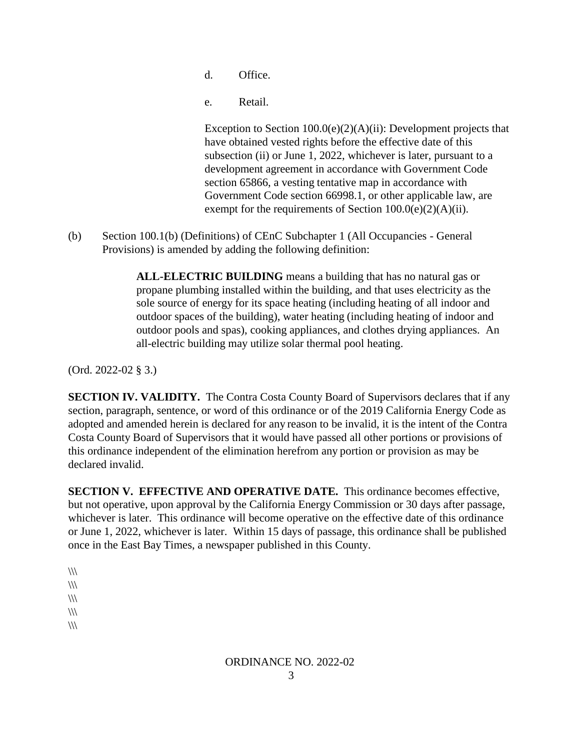d. Office.

e. Retail.

Exception to Section 100.0(e)(2)(A)(ii): Development projects that have obtained vested rights before the effective date of this subsection (ii) or June 1, 2022, whichever is later, pursuant to a development agreement in accordance with Government Code section 65866, a vesting tentative map in accordance with Government Code section 66998.1, or other applicable law, are exempt for the requirements of Section 100.0(e)(2)(A)(ii).

(b) Section 100.1(b) (Definitions) of CEnC Subchapter 1 (All Occupancies - General Provisions) is amended by adding the following definition:

> **ALL-ELECTRIC BUILDING** means a building that has no natural gas or propane plumbing installed within the building, and that uses electricity as the sole source of energy for its space heating (including heating of all indoor and outdoor spaces of the building), water heating (including heating of indoor and outdoor pools and spas), cooking appliances, and clothes drying appliances. An all-electric building may utilize solar thermal pool heating.

(Ord. 2022-02 § 3.)

**SECTION IV. VALIDITY.** The Contra Costa County Board of Supervisors declares that if any section, paragraph, sentence, or word of this ordinance or of the 2019 California Energy Code as adopted and amended herein is declared for any reason to be invalid, it is the intent of the Contra Costa County Board of Supervisors that it would have passed all other portions or provisions of this ordinance independent of the elimination herefrom any portion or provision as may be declared invalid.

**SECTION V. EFFECTIVE AND OPERATIVE DATE.** This ordinance becomes effective, but not operative, upon approval by the California Energy Commission or 30 days after passage, whichever is later. This ordinance will become operative on the effective date of this ordinance or June 1, 2022, whichever is later. Within 15 days of passage, this ordinance shall be published once in the East Bay Times, a newspaper published in this County.

\\\
\\\
\\\
\\\
\\\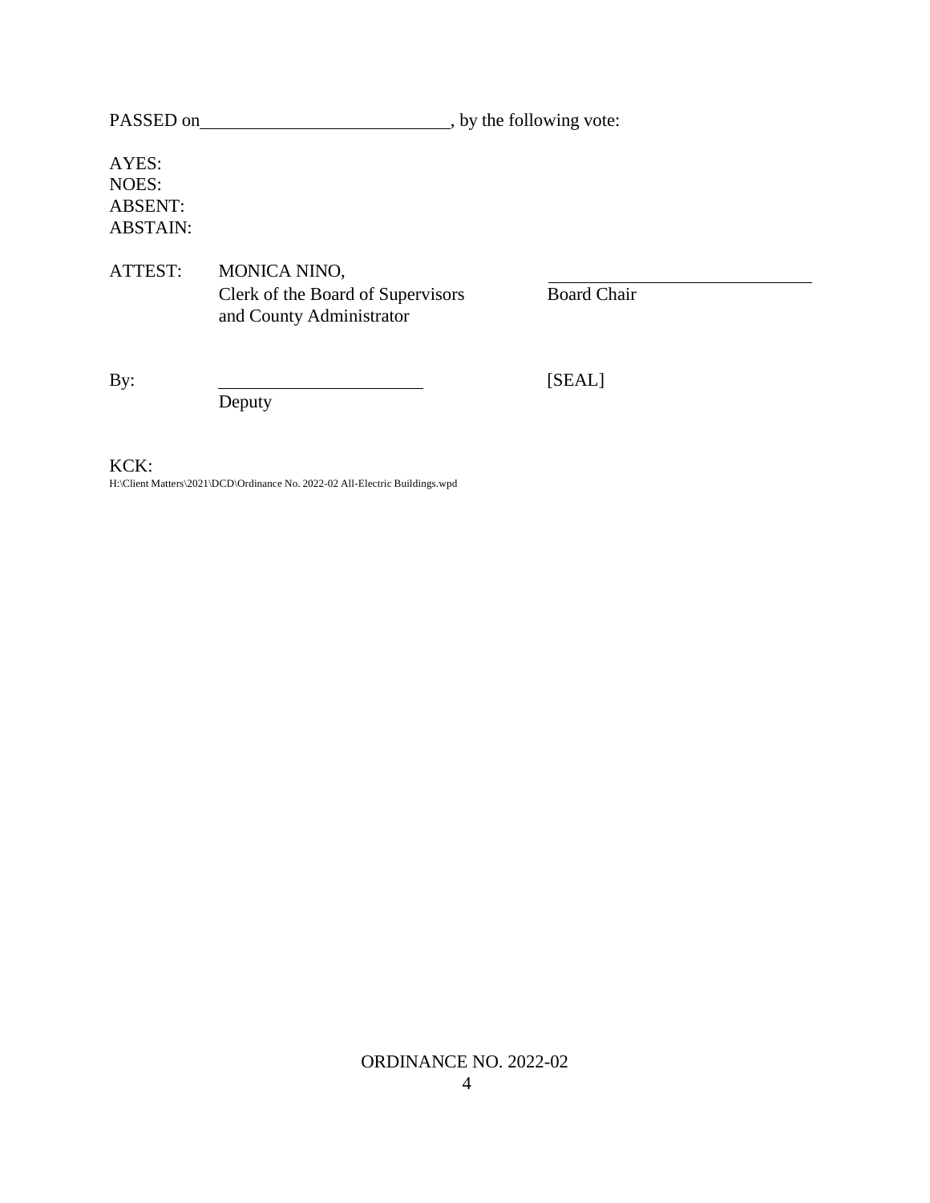PASSED on \_\_\_\_\_\_\_\_\_\_\_\_\_\_\_\_\_\_\_\_\_\_\_\_\_\_\_\_, by the following vote:

AYES:
NOES:
ABSENT:
ABSTAIN:

ATTEST: MONICA NINO,
Clerk of the Board of Supervisors
and County Administrator

\_\_\_\_\_\_\_\_\_\_\_\_\_\_\_\_\_\_\_\_\_\_\_\_\_\_\_\_\_\_
Board Chair

By: \_\_\_\_\_\_\_\_\_\_\_\_\_\_\_\_\_\_\_\_\_\_\_\_
Deputy

[SEAL]

KCK:
H:\Client Matters\2021\DCD\Ordinance No. 2022-02 All-Electric Buildings.wpd

ORDINANCE NO. 2022-02